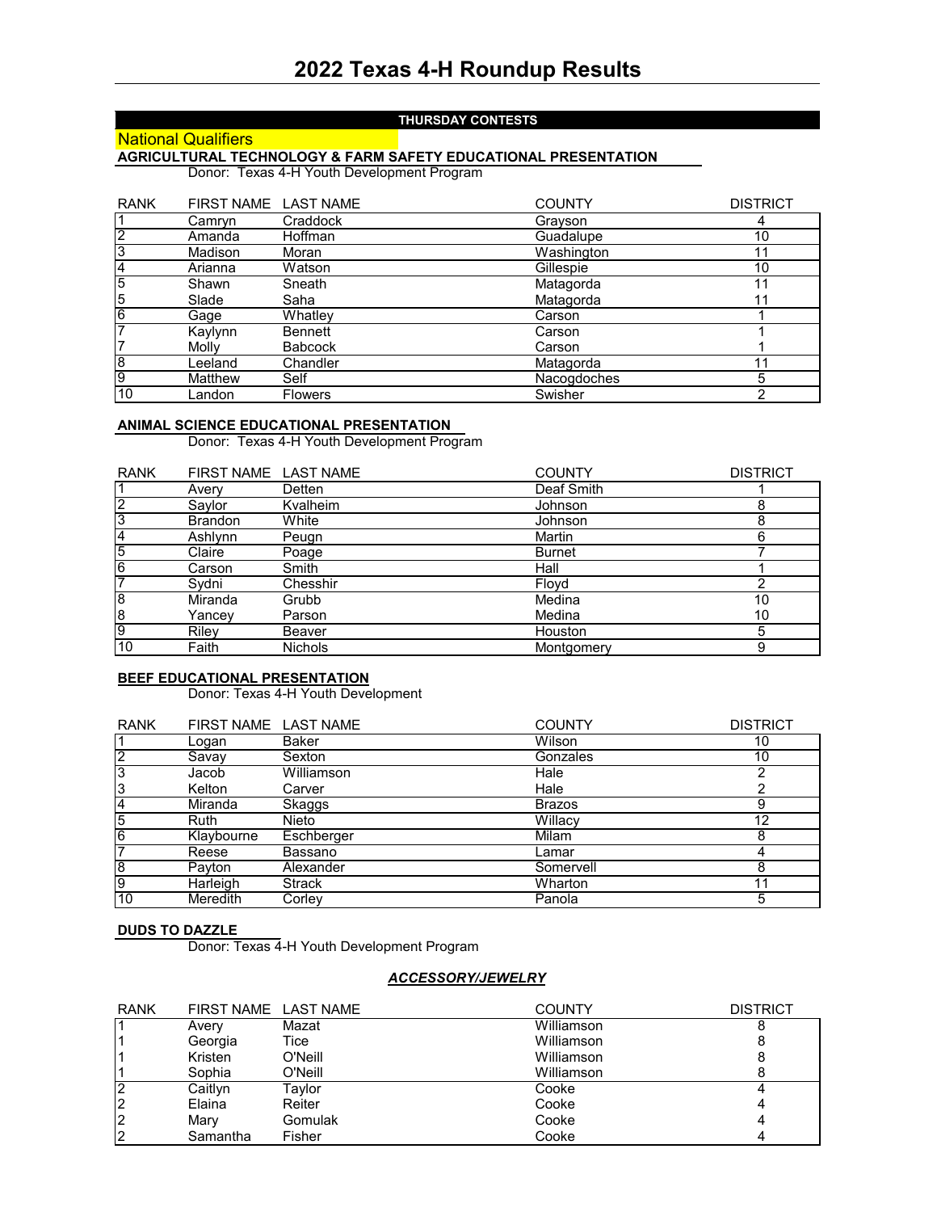# 2022 Texas 4-H Roundup Results

**THURSDAY CONTESTS**

National Qualifiers

**AGRICULTURAL TECHNOLOGY & FARM SAFETY EDUCATIONAL PRESENTATION**

Donor: Texas 4-H Youth Development Program

| RANK | FIRST NAME | LAST NAME | COUNTY | DISTRICT |
|---|---|---|---|---|
| 1 | Camryn | Craddock | Grayson | 4 |
| 2 | Amanda | Hoffman | Guadalupe | 10 |
| 3 | Madison | Moran | Washington | 11 |
| 4 | Arianna | Watson | Gillespie | 10 |
| 5 | Shawn | Sneath | Matagorda | 11 |
| 5 | Slade | Saha | Matagorda | 11 |
| 6 | Gage | Whatley | Carson | 1 |
| 7 | Kaylynn | Bennett | Carson | 1 |
| 7 | Molly | Babcock | Carson | 1 |
| 8 | Leeland | Chandler | Matagorda | 11 |
| 9 | Matthew | Self | Nacogdoches | 5 |
| 10 | Landon | Flowers | Swisher | 2 |

**ANIMAL SCIENCE EDUCATIONAL PRESENTATION**

Donor: Texas 4-H Youth Development Program

| RANK | FIRST NAME | LAST NAME | COUNTY | DISTRICT |
|---|---|---|---|---|
| 1 | Avery | Detten | Deaf Smith | 1 |
| 2 | Saylor | Kvalheim | Johnson | 8 |
| 3 | Brandon | White | Johnson | 8 |
| 4 | Ashlynn | Peugn | Martin | 6 |
| 5 | Claire | Poage | Burnet | 7 |
| 6 | Carson | Smith | Hall | 1 |
| 7 | Sydni | Chesshir | Floyd | 2 |
| 8 | Miranda | Grubb | Medina | 10 |
| 8 | Yancey | Parson | Medina | 10 |
| 9 | Riley | Beaver | Houston | 5 |
| 10 | Faith | Nichols | Montgomery | 9 |

**BEEF EDUCATIONAL PRESENTATION**

Donor: Texas 4-H Youth Development

| RANK | FIRST NAME | LAST NAME | COUNTY | DISTRICT |
|---|---|---|---|---|
| 1 | Logan | Baker | Wilson | 10 |
| 2 | Savay | Sexton | Gonzales | 10 |
| 3 | Jacob | Williamson | Hale | 2 |
| 3 | Kelton | Carver | Hale | 2 |
| 4 | Miranda | Skaggs | Brazos | 9 |
| 5 | Ruth | Nieto | Willacy | 12 |
| 6 | Klaybourne | Eschberger | Milam | 8 |
| 7 | Reese | Bassano | Lamar | 4 |
| 8 | Payton | Alexander | Somervell | 8 |
| 9 | Harleigh | Strack | Wharton | 11 |
| 10 | Meredith | Corley | Panola | 5 |

**DUDS TO DAZZLE**

Donor: Texas 4-H Youth Development Program

***ACCESSORY/JEWELRY***

| RANK | FIRST NAME | LAST NAME | COUNTY | DISTRICT |
|---|---|---|---|---|
| 1 | Avery | Mazat | Williamson | 8 |
| 1 | Georgia | Tice | Williamson | 8 |
| 1 | Kristen | O'Neill | Williamson | 8 |
| 1 | Sophia | O'Neill | Williamson | 8 |
| 2 | Caitlyn | Taylor | Cooke | 4 |
| 2 | Elaina | Reiter | Cooke | 4 |
| 2 | Mary | Gomulak | Cooke | 4 |
| 2 | Samantha | Fisher | Cooke | 4 |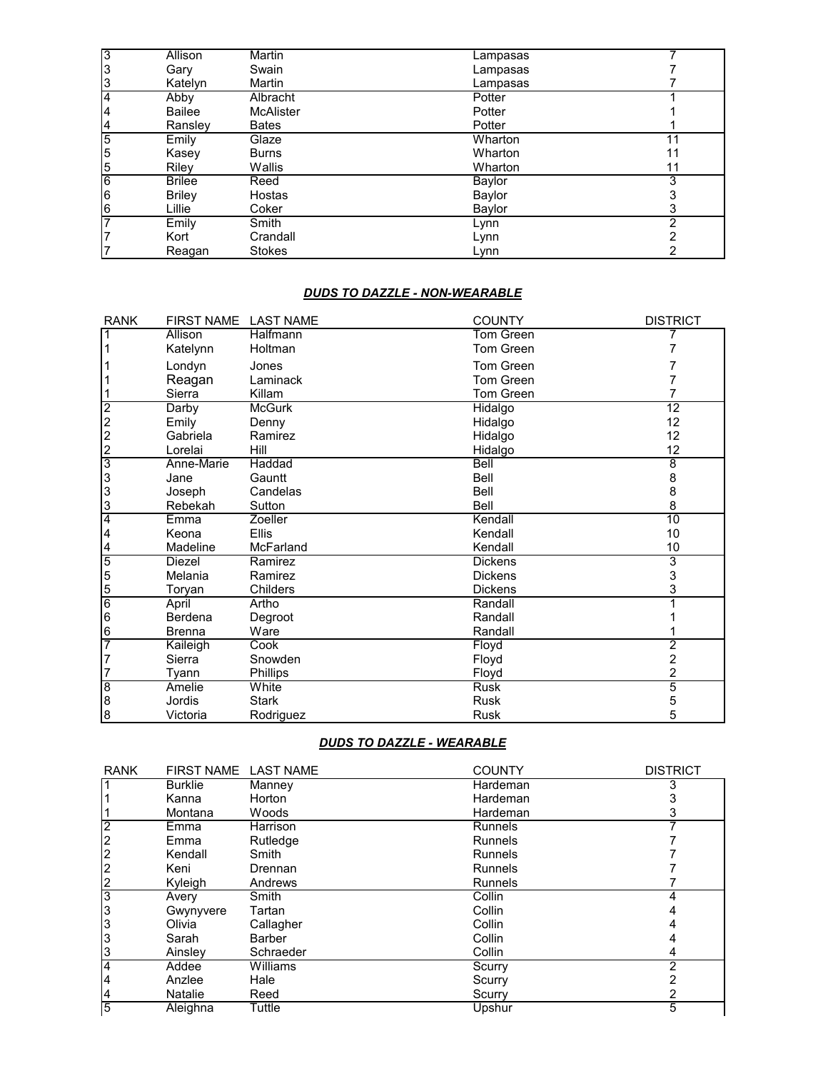| RANK | FIRST NAME | LAST NAME | COUNTY | DISTRICT |
|---|---|---|---|---|
| 3 | Allison | Martin | Lampasas | 7 |
| 3 | Gary | Swain | Lampasas | 7 |
| 3 | Katelyn | Martin | Lampasas | 7 |
| 4 | Abby | Albracht | Potter | 1 |
| 4 | Bailee | McAlister | Potter | 1 |
| 4 | Ransley | Bates | Potter | 1 |
| 5 | Emily | Glaze | Wharton | 11 |
| 5 | Kasey | Burns | Wharton | 11 |
| 5 | Riley | Wallis | Wharton | 11 |
| 6 | Brilee | Reed | Baylor | 3 |
| 6 | Briley | Hostas | Baylor | 3 |
| 6 | Lillie | Coker | Baylor | 3 |
| 7 | Emily | Smith | Lynn | 2 |
| 7 | Kort | Crandall | Lynn | 2 |
| 7 | Reagan | Stokes | Lynn | 2 |

### ***DUDS TO DAZZLE - NON-WEARABLE***

| RANK | FIRST NAME | LAST NAME | COUNTY | DISTRICT |
|---|---|---|---|---|
| 1 | Allison | Halfmann | Tom Green | 7 |
| 1 | Katelynn | Holtman | Tom Green | 7 |
| 1 | Londyn | Jones | Tom Green | 7 |
| 1 | Reagan | Laminack | Tom Green | 7 |
| 1 | Sierra | Killam | Tom Green | 7 |
| 2 | Darby | McGurk | Hidalgo | 12 |
| 2 | Emily | Denny | Hidalgo | 12 |
| 2 | Gabriela | Ramirez | Hidalgo | 12 |
| 2 | Lorelai | Hill | Hidalgo | 12 |
| 3 | Anne-Marie | Haddad | Bell | 8 |
| 3 | Jane | Gauntt | Bell | 8 |
| 3 | Joseph | Candelas | Bell | 8 |
| 3 | Rebekah | Sutton | Bell | 8 |
| 4 | Emma | Zoeller | Kendall | 10 |
| 4 | Keona | Ellis | Kendall | 10 |
| 4 | Madeline | McFarland | Kendall | 10 |
| 5 | Diezel | Ramirez | Dickens | 3 |
| 5 | Melania | Ramirez | Dickens | 3 |
| 5 | Toryan | Childers | Dickens | 3 |
| 6 | April | Artho | Randall | 1 |
| 6 | Berdena | Degroot | Randall | 1 |
| 6 | Brenna | Ware | Randall | 1 |
| 7 | Kaileigh | Cook | Floyd | 2 |
| 7 | Sierra | Snowden | Floyd | 2 |
| 7 | Tyann | Phillips | Floyd | 2 |
| 8 | Amelie | White | Rusk | 5 |
| 8 | Jordis | Stark | Rusk | 5 |
| 8 | Victoria | Rodriguez | Rusk | 5 |

### ***DUDS TO DAZZLE - WEARABLE***

| RANK | FIRST NAME | LAST NAME | COUNTY | DISTRICT |
|---|---|---|---|---|
| 1 | Burklie | Manney | Hardeman | 3 |
| 1 | Kanna | Horton | Hardeman | 3 |
| 1 | Montana | Woods | Hardeman | 3 |
| 2 | Emma | Harrison | Runnels | 7 |
| 2 | Emma | Rutledge | Runnels | 7 |
| 2 | Kendall | Smith | Runnels | 7 |
| 2 | Keni | Drennan | Runnels | 7 |
| 2 | Kyleigh | Andrews | Runnels | 7 |
| 3 | Avery | Smith | Collin | 4 |
| 3 | Gwynyvere | Tartan | Collin | 4 |
| 3 | Olivia | Callagher | Collin | 4 |
| 3 | Sarah | Barber | Collin | 4 |
| 3 | Ainsley | Schraeder | Collin | 4 |
| 4 | Addee | Williams | Scurry | 2 |
| 4 | Anzlee | Hale | Scurry | 2 |
| 4 | Natalie | Reed | Scurry | 2 |
| 5 | Aleighna | Tuttle | Upshur | 5 |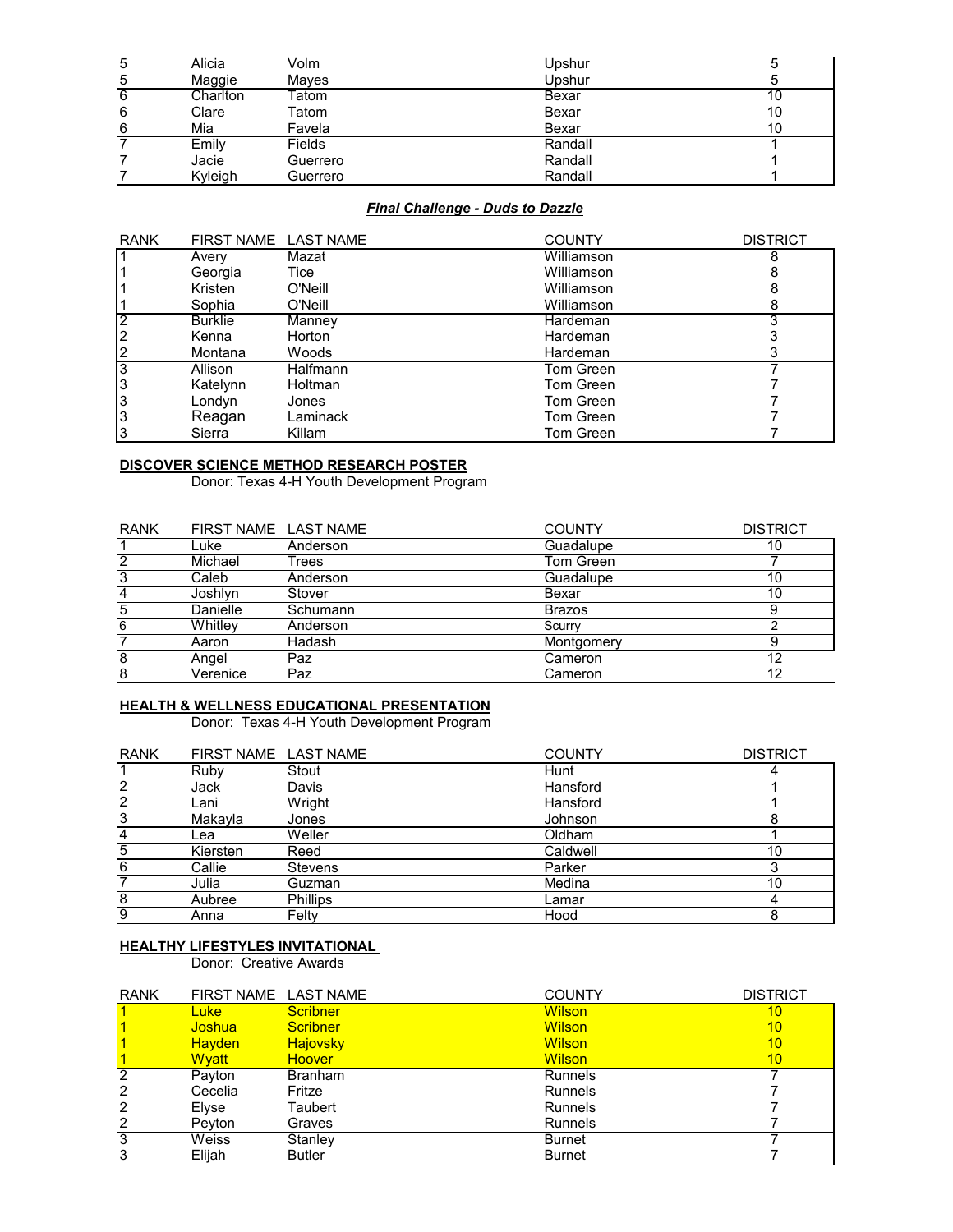| RANK | FIRST NAME | LAST NAME | COUNTY | DISTRICT |
|---|---|---|---|---|
| 5 | Alicia | Volm | Upshur | 5 |
| 5 | Maggie | Mayes | Upshur | 5 |
| 6 | Charlton | Tatom | Bexar | 10 |
| 6 | Clare | Tatom | Bexar | 10 |
| 6 | Mia | Favela | Bexar | 10 |
| 7 | Emily | Fields | Randall | 1 |
| 7 | Jacie | Guerrero | Randall | 1 |
| 7 | Kyleigh | Guerrero | Randall | 1 |

***Final Challenge - Duds to Dazzle***

| RANK | FIRST NAME | LAST NAME | COUNTY | DISTRICT |
|---|---|---|---|---|
| 1 | Avery | Mazat | Williamson | 8 |
| 1 | Georgia | Tice | Williamson | 8 |
| 1 | Kristen | O'Neill | Williamson | 8 |
| 1 | Sophia | O'Neill | Williamson | 8 |
| 2 | Burklie | Manney | Hardeman | 3 |
| 2 | Kenna | Horton | Hardeman | 3 |
| 2 | Montana | Woods | Hardeman | 3 |
| 3 | Allison | Halfmann | Tom Green | 7 |
| 3 | Katelynn | Holtman | Tom Green | 7 |
| 3 | Londyn | Jones | Tom Green | 7 |
| 3 | Reagan | Laminack | Tom Green | 7 |
| 3 | Sierra | Killam | Tom Green | 7 |

**DISCOVER SCIENCE METHOD RESEARCH POSTER**

Donor: Texas 4-H Youth Development Program

| RANK | FIRST NAME | LAST NAME | COUNTY | DISTRICT |
|---|---|---|---|---|
| 1 | Luke | Anderson | Guadalupe | 10 |
| 2 | Michael | Trees | Tom Green | 7 |
| 3 | Caleb | Anderson | Guadalupe | 10 |
| 4 | Joshlyn | Stover | Bexar | 10 |
| 5 | Danielle | Schumann | Brazos | 9 |
| 6 | Whitley | Anderson | Scurry | 2 |
| 7 | Aaron | Hadash | Montgomery | 9 |
| 8 | Angel | Paz | Cameron | 12 |
| 8 | Verenice | Paz | Cameron | 12 |

**HEALTH & WELLNESS EDUCATIONAL PRESENTATION**

Donor: Texas 4-H Youth Development Program

| RANK | FIRST NAME | LAST NAME | COUNTY | DISTRICT |
|---|---|---|---|---|
| 1 | Ruby | Stout | Hunt | 4 |
| 2 | Jack | Davis | Hansford | 1 |
| 2 | Lani | Wright | Hansford | 1 |
| 3 | Makayla | Jones | Johnson | 8 |
| 4 | Lea | Weller | Oldham | 1 |
| 5 | Kiersten | Reed | Caldwell | 10 |
| 6 | Callie | Stevens | Parker | 3 |
| 7 | Julia | Guzman | Medina | 10 |
| 8 | Aubree | Phillips | Lamar | 4 |
| 9 | Anna | Felty | Hood | 8 |

**HEALTHY LIFESTYLES INVITATIONAL**

Donor: Creative Awards

| RANK | FIRST NAME | LAST NAME | COUNTY | DISTRICT |
|---|---|---|---|---|
| 1 | Luke | Scribner | Wilson | 10 |
| 1 | Joshua | Scribner | Wilson | 10 |
| 1 | Hayden | Hajovsky | Wilson | 10 |
| 1 | Wyatt | Hoover | Wilson | 10 |
| 2 | Payton | Branham | Runnels | 7 |
| 2 | Cecelia | Fritze | Runnels | 7 |
| 2 | Elyse | Taubert | Runnels | 7 |
| 2 | Peyton | Graves | Runnels | 7 |
| 3 | Weiss | Stanley | Burnet | 7 |
| 3 | Elijah | Butler | Burnet | 7 |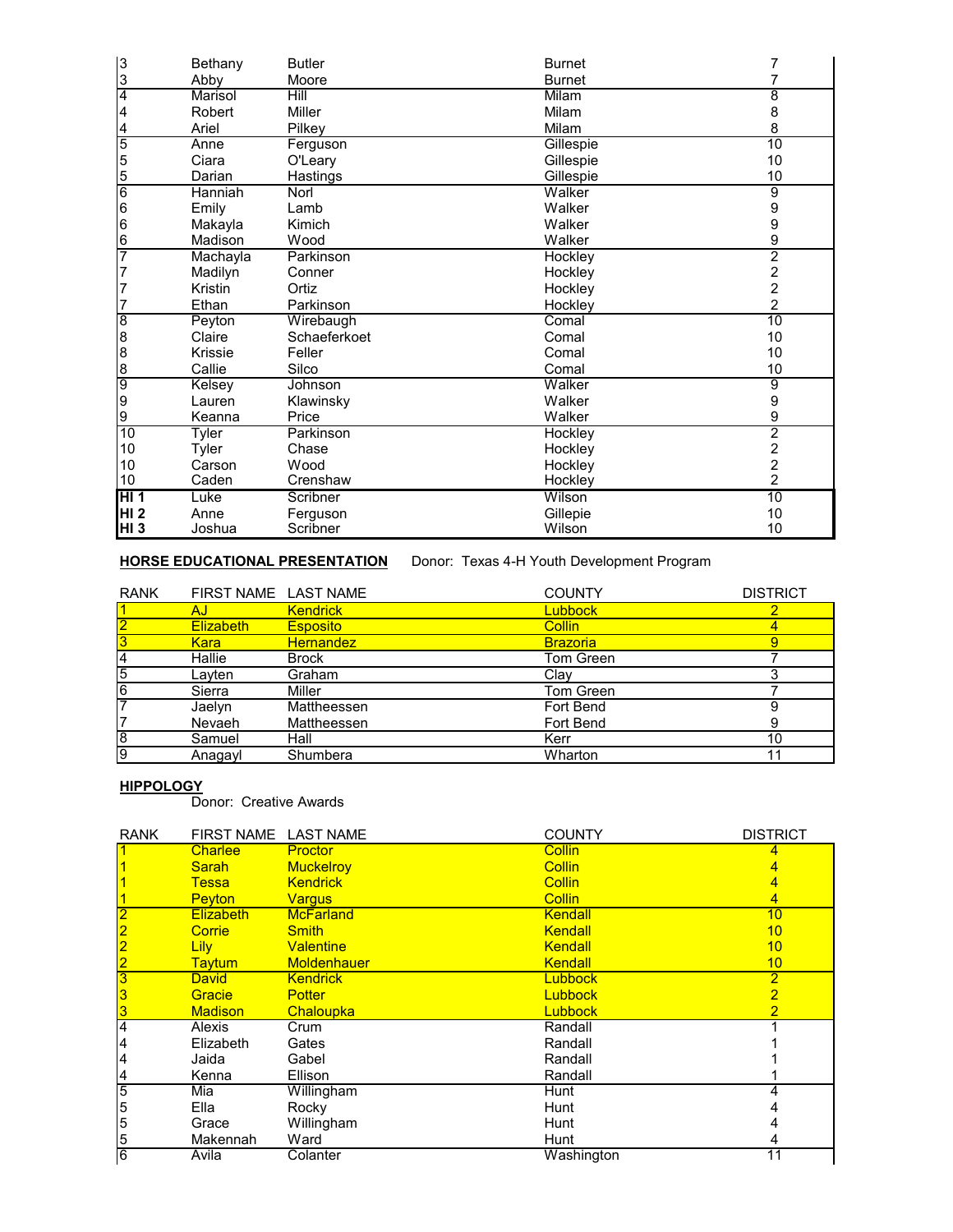| | | | | |
|---|---|---|---|---|
| 3 | Bethany | Butler | Burnet | 7 |
| 3 | Abby | Moore | Burnet | 7 |
| 4 | Marisol | Hill | Milam | 8 |
| 4 | Robert | Miller | Milam | 8 |
| 4 | Ariel | Pilkey | Milam | 8 |
| 5 | Anne | Ferguson | Gillespie | 10 |
| 5 | Ciara | O'Leary | Gillespie | 10 |
| 5 | Darian | Hastings | Gillespie | 10 |
| 6 | Hanniah | Norl | Walker | 9 |
| 6 | Emily | Lamb | Walker | 9 |
| 6 | Makayla | Kimich | Walker | 9 |
| 6 | Madison | Wood | Walker | 9 |
| 7 | Machayla | Parkinson | Hockley | 2 |
| 7 | Madilyn | Conner | Hockley | 2 |
| 7 | Kristin | Ortiz | Hockley | 2 |
| 7 | Ethan | Parkinson | Hockley | 2 |
| 8 | Peyton | Wirebaugh | Comal | 10 |
| 8 | Claire | Schaeferkoet | Comal | 10 |
| 8 | Krissie | Feller | Comal | 10 |
| 8 | Callie | Silco | Comal | 10 |
| 9 | Kelsey | Johnson | Walker | 9 |
| 9 | Lauren | Klawinsky | Walker | 9 |
| 9 | Keanna | Price | Walker | 9 |
| 10 | Tyler | Parkinson | Hockley | 2 |
| 10 | Tyler | Chase | Hockley | 2 |
| 10 | Carson | Wood | Hockley | 2 |
| 10 | Caden | Crenshaw | Hockley | 2 |
| **HI 1** | Luke | Scribner | Wilson | 10 |
| **HI 2** | Anne | Ferguson | Gillepie | 10 |
| **HI 3** | Joshua | Scribner | Wilson | 10 |

**HORSE EDUCATIONAL PRESENTATION** Donor: Texas 4-H Youth Development Program

| RANK | FIRST NAME | LAST NAME | COUNTY | DISTRICT |
|---|---|---|---|---|
| 1 | AJ | Kendrick | Lubbock | 2 |
| 2 | Elizabeth | Esposito | Collin | 4 |
| 3 | Kara | Hernandez | Brazoria | 9 |
| 4 | Hallie | Brock | Tom Green | 7 |
| 5 | Layten | Graham | Clay | 3 |
| 6 | Sierra | Miller | Tom Green | 7 |
| 7 | Jaelyn | Mattheessen | Fort Bend | 9 |
| 7 | Nevaeh | Mattheessen | Fort Bend | 9 |
| 8 | Samuel | Hall | Kerr | 10 |
| 9 | Anagayl | Shumbera | Wharton | 11 |

**HIPPOLOGY**

Donor: Creative Awards

| RANK | FIRST NAME | LAST NAME | COUNTY | DISTRICT |
|---|---|---|---|---|
| 1 | Charlee | Proctor | Collin | 4 |
| 1 | Sarah | Muckelroy | Collin | 4 |
| 1 | Tessa | Kendrick | Collin | 4 |
| 1 | Peyton | Vargus | Collin | 4 |
| 2 | Elizabeth | McFarland | Kendall | 10 |
| 2 | Corrie | Smith | Kendall | 10 |
| 2 | Lily | Valentine | Kendall | 10 |
| 2 | Taytum | Moldenhauer | Kendall | 10 |
| 3 | David | Kendrick | Lubbock | 2 |
| 3 | Gracie | Potter | Lubbock | 2 |
| 3 | Madison | Chaloupka | Lubbock | 2 |
| 4 | Alexis | Crum | Randall | 1 |
| 4 | Elizabeth | Gates | Randall | 1 |
| 4 | Jaida | Gabel | Randall | 1 |
| 4 | Kenna | Ellison | Randall | 1 |
| 5 | Mia | Willingham | Hunt | 4 |
| 5 | Ella | Rocky | Hunt | 4 |
| 5 | Grace | Willingham | Hunt | 4 |
| 5 | Makennah | Ward | Hunt | 4 |
| 6 | Avila | Colanter | Washington | 11 |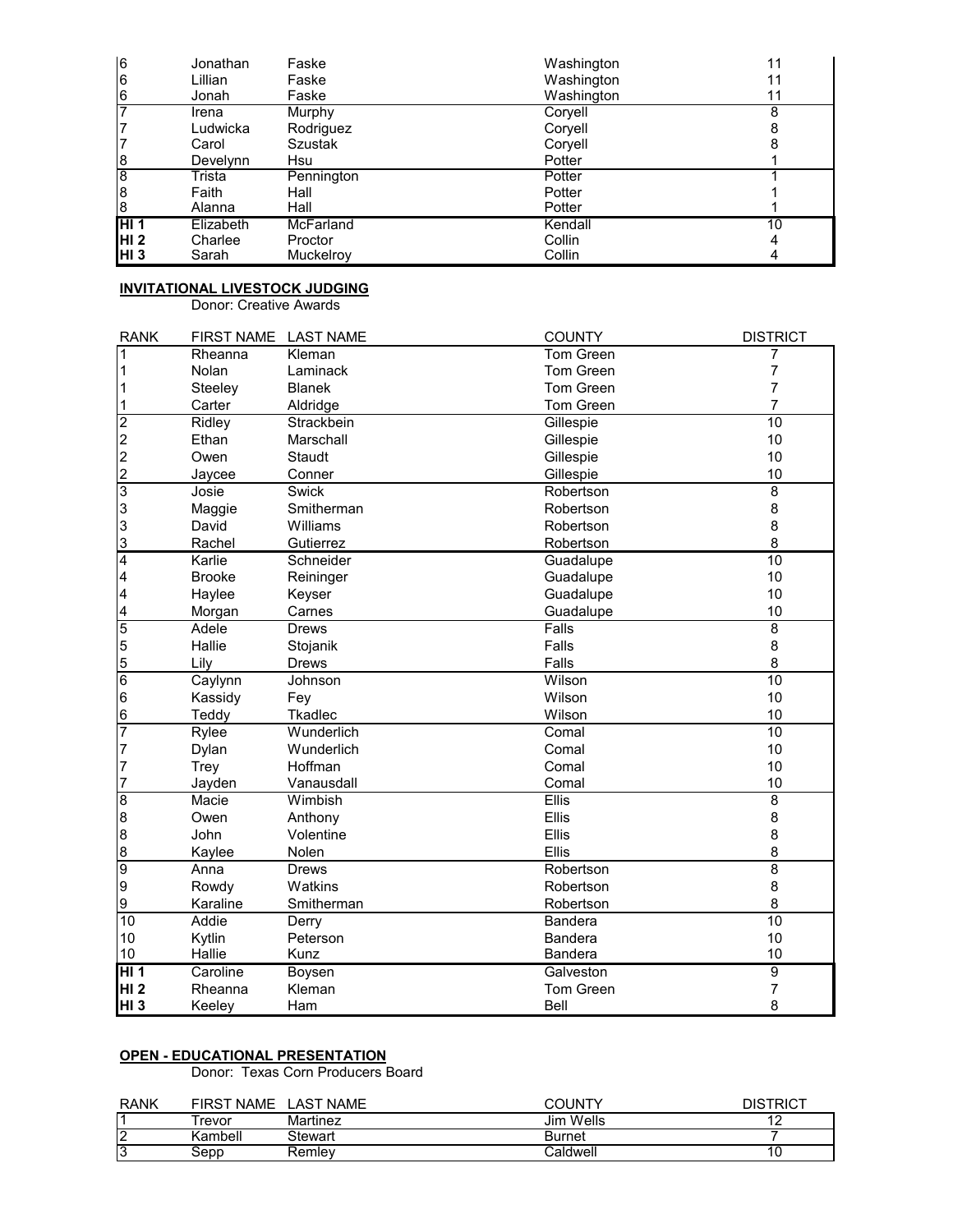| RANK | FIRST NAME | LAST NAME | COUNTY | DISTRICT |
|---|---|---|---|---|
| 6 | Jonathan | Faske | Washington | 11 |
| 6 | Lillian | Faske | Washington | 11 |
| 6 | Jonah | Faske | Washington | 11 |
| 7 | Irena | Murphy | Coryell | 8 |
| 7 | Ludwicka | Rodriguez | Coryell | 8 |
| 7 | Carol | Szustak | Coryell | 8 |
| 8 | Develynn | Hsu | Potter | 1 |
| 8 | Trista | Pennington | Potter | 1 |
| 8 | Faith | Hall | Potter | 1 |
| 8 | Alanna | Hall | Potter | 1 |
| **HI 1** | Elizabeth | McFarland | Kendall | 10 |
| **HI 2** | Charlee | Proctor | Collin | 4 |
| **HI 3** | Sarah | Muckelroy | Collin | 4 |

**INVITATIONAL LIVESTOCK JUDGING**

Donor: Creative Awards

| RANK | FIRST NAME | LAST NAME | COUNTY | DISTRICT |
|---|---|---|---|---|
| 1 | Rheanna | Kleman | Tom Green | 7 |
| 1 | Nolan | Laminack | Tom Green | 7 |
| 1 | Steeley | Blanek | Tom Green | 7 |
| 1 | Carter | Aldridge | Tom Green | 7 |
| 2 | Ridley | Strackbein | Gillespie | 10 |
| 2 | Ethan | Marschall | Gillespie | 10 |
| 2 | Owen | Staudt | Gillespie | 10 |
| 2 | Jaycee | Conner | Gillespie | 10 |
| 3 | Josie | Swick | Robertson | 8 |
| 3 | Maggie | Smitherman | Robertson | 8 |
| 3 | David | Williams | Robertson | 8 |
| 3 | Rachel | Gutierrez | Robertson | 8 |
| 4 | Karlie | Schneider | Guadalupe | 10 |
| 4 | Brooke | Reininger | Guadalupe | 10 |
| 4 | Haylee | Keyser | Guadalupe | 10 |
| 4 | Morgan | Carnes | Guadalupe | 10 |
| 5 | Adele | Drews | Falls | 8 |
| 5 | Hallie | Stojanik | Falls | 8 |
| 5 | Lily | Drews | Falls | 8 |
| 6 | Caylynn | Johnson | Wilson | 10 |
| 6 | Kassidy | Fey | Wilson | 10 |
| 6 | Teddy | Tkadlec | Wilson | 10 |
| 7 | Rylee | Wunderlich | Comal | 10 |
| 7 | Dylan | Wunderlich | Comal | 10 |
| 7 | Trey | Hoffman | Comal | 10 |
| 7 | Jayden | Vanausdall | Comal | 10 |
| 8 | Macie | Wimbish | Ellis | 8 |
| 8 | Owen | Anthony | Ellis | 8 |
| 8 | John | Volentine | Ellis | 8 |
| 8 | Kaylee | Nolen | Ellis | 8 |
| 9 | Anna | Drews | Robertson | 8 |
| 9 | Rowdy | Watkins | Robertson | 8 |
| 9 | Karaline | Smitherman | Robertson | 8 |
| 10 | Addie | Derry | Bandera | 10 |
| 10 | Kytlin | Peterson | Bandera | 10 |
| 10 | Hallie | Kunz | Bandera | 10 |
| **HI 1** | Caroline | Boysen | Galveston | 9 |
| **HI 2** | Rheanna | Kleman | Tom Green | 7 |
| **HI 3** | Keeley | Ham | Bell | 8 |

**OPEN - EDUCATIONAL PRESENTATION**

Donor: Texas Corn Producers Board

| RANK | FIRST NAME | LAST NAME | COUNTY | DISTRICT |
|---|---|---|---|---|
| 1 | Trevor | Martinez | Jim Wells | 12 |
| 2 | Kambell | Stewart | Burnet | 7 |
| 3 | Sepp | Remley | Caldwell | 10 |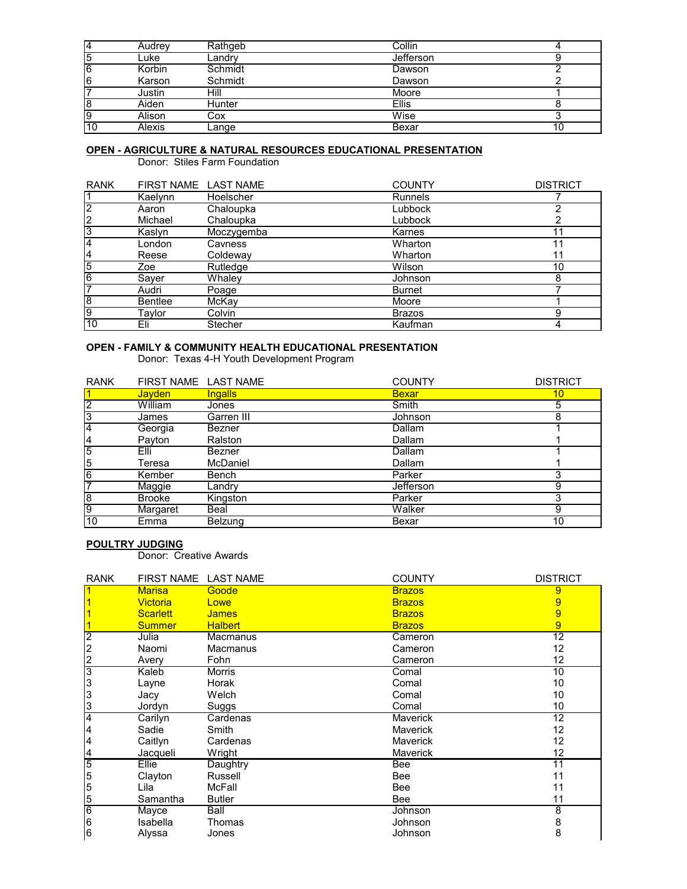| RANK | FIRST NAME | LAST NAME | COUNTY | DISTRICT |
|---|---|---|---|---|
| 4 | Audrey | Rathgeb | Collin | 4 |
| 5 | Luke | Landry | Jefferson | 9 |
| 6 | Korbin | Schmidt | Dawson | 2 |
| 6 | Karson | Schmidt | Dawson | 2 |
| 7 | Justin | Hill | Moore | 1 |
| 8 | Aiden | Hunter | Ellis | 8 |
| 9 | Alison | Cox | Wise | 3 |
| 10 | Alexis | Lange | Bexar | 10 |

**OPEN - AGRICULTURE & NATURAL RESOURCES EDUCATIONAL PRESENTATION**

Donor: Stiles Farm Foundation

| RANK | FIRST NAME | LAST NAME | COUNTY | DISTRICT |
|---|---|---|---|---|
| 1 | Kaelynn | Hoelscher | Runnels | 7 |
| 2 | Aaron | Chaloupka | Lubbock | 2 |
| 2 | Michael | Chaloupka | Lubbock | 2 |
| 3 | Kaslyn | Moczygemba | Karnes | 11 |
| 4 | London | Cavness | Wharton | 11 |
| 4 | Reese | Coldeway | Wharton | 11 |
| 5 | Zoe | Rutledge | Wilson | 10 |
| 6 | Sayer | Whaley | Johnson | 8 |
| 7 | Audri | Poage | Burnet | 7 |
| 8 | Bentlee | McKay | Moore | 1 |
| 9 | Taylor | Colvin | Brazos | 9 |
| 10 | Eli | Stecher | Kaufman | 4 |

**OPEN - FAMILY & COMMUNITY HEALTH EDUCATIONAL PRESENTATION**

Donor: Texas 4-H Youth Development Program

| RANK | FIRST NAME | LAST NAME | COUNTY | DISTRICT |
|---|---|---|---|---|
| 1 | Jayden | Ingalls | Bexar | 10 |
| 2 | William | Jones | Smith | 5 |
| 3 | James | Garren III | Johnson | 8 |
| 4 | Georgia | Bezner | Dallam | 1 |
| 4 | Payton | Ralston | Dallam | 1 |
| 5 | Elli | Bezner | Dallam | 1 |
| 5 | Teresa | McDaniel | Dallam | 1 |
| 6 | Kember | Bench | Parker | 3 |
| 7 | Maggie | Landry | Jefferson | 9 |
| 8 | Brooke | Kingston | Parker | 3 |
| 9 | Margaret | Beal | Walker | 9 |
| 10 | Emma | Belzung | Bexar | 10 |

**POULTRY JUDGING**

Donor: Creative Awards

| RANK | FIRST NAME | LAST NAME | COUNTY | DISTRICT |
|---|---|---|---|---|
| 1 | Marisa | Goode | Brazos | 9 |
| 1 | Victoria | Lowe | Brazos | 9 |
| 1 | Scarlett | James | Brazos | 9 |
| 1 | Summer | Halbert | Brazos | 9 |
| 2 | Julia | Macmanus | Cameron | 12 |
| 2 | Naomi | Macmanus | Cameron | 12 |
| 2 | Avery | Fohn | Cameron | 12 |
| 3 | Kaleb | Morris | Comal | 10 |
| 3 | Layne | Horak | Comal | 10 |
| 3 | Jacy | Welch | Comal | 10 |
| 3 | Jordyn | Suggs | Comal | 10 |
| 4 | Carilyn | Cardenas | Maverick | 12 |
| 4 | Sadie | Smith | Maverick | 12 |
| 4 | Caitlyn | Cardenas | Maverick | 12 |
| 4 | Jacqueli | Wright | Maverick | 12 |
| 5 | Ellie | Daughtry | Bee | 11 |
| 5 | Clayton | Russell | Bee | 11 |
| 5 | Lila | McFall | Bee | 11 |
| 5 | Samantha | Butler | Bee | 11 |
| 6 | Mayce | Ball | Johnson | 8 |
| 6 | Isabella | Thomas | Johnson | 8 |
| 6 | Alyssa | Jones | Johnson | 8 |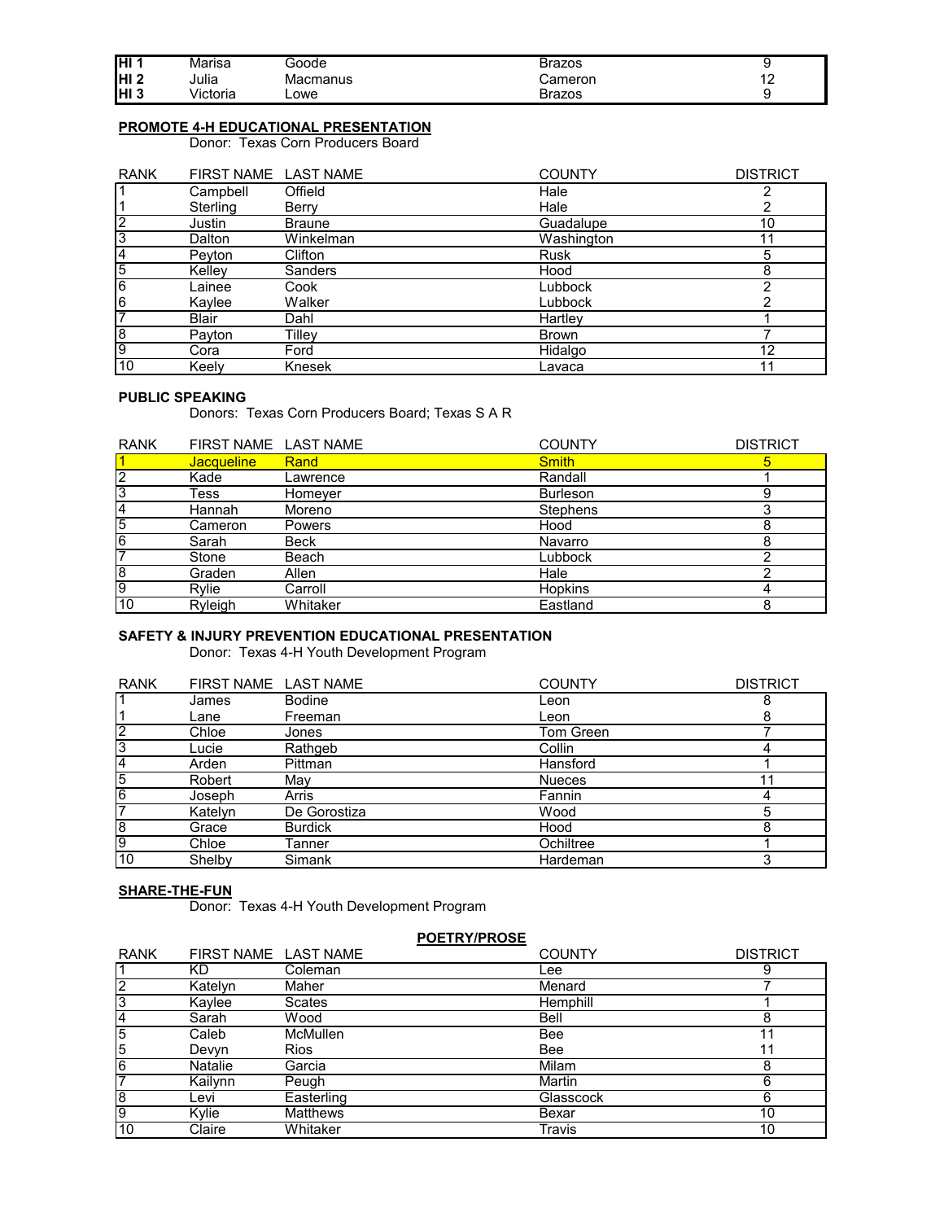| | | | | |
|---|---|---|---|---|
| **HI 1** | Marisa | Goode | Brazos | 9 |
| **HI 2** | Julia | Macmanus | Cameron | 12 |
| **HI 3** | Victoria | Lowe | Brazos | 9 |

**PROMOTE 4-H EDUCATIONAL PRESENTATION**

Donor: Texas Corn Producers Board

| RANK | FIRST NAME | LAST NAME | COUNTY | DISTRICT |
|---|---|---|---|---|
| 1 | Campbell | Offield | Hale | 2 |
| 1 | Sterling | Berry | Hale | 2 |
| 2 | Justin | Braune | Guadalupe | 10 |
| 3 | Dalton | Winkelman | Washington | 11 |
| 4 | Peyton | Clifton | Rusk | 5 |
| 5 | Kelley | Sanders | Hood | 8 |
| 6 | Lainee | Cook | Lubbock | 2 |
| 6 | Kaylee | Walker | Lubbock | 2 |
| 7 | Blair | Dahl | Hartley | 1 |
| 8 | Payton | Tilley | Brown | 7 |
| 9 | Cora | Ford | Hidalgo | 12 |
| 10 | Keely | Knesek | Lavaca | 11 |

**PUBLIC SPEAKING**

Donors: Texas Corn Producers Board; Texas S A R

| RANK | FIRST NAME | LAST NAME | COUNTY | DISTRICT |
|---|---|---|---|---|
| 1 | Jacqueline | Rand | Smith | 5 |
| 2 | Kade | Lawrence | Randall | 1 |
| 3 | Tess | Homeyer | Burleson | 9 |
| 4 | Hannah | Moreno | Stephens | 3 |
| 5 | Cameron | Powers | Hood | 8 |
| 6 | Sarah | Beck | Navarro | 8 |
| 7 | Stone | Beach | Lubbock | 2 |
| 8 | Graden | Allen | Hale | 2 |
| 9 | Rylie | Carroll | Hopkins | 4 |
| 10 | Ryleigh | Whitaker | Eastland | 8 |

**SAFETY & INJURY PREVENTION EDUCATIONAL PRESENTATION**

Donor: Texas 4-H Youth Development Program

| RANK | FIRST NAME | LAST NAME | COUNTY | DISTRICT |
|---|---|---|---|---|
| 1 | James | Bodine | Leon | 8 |
| 1 | Lane | Freeman | Leon | 8 |
| 2 | Chloe | Jones | Tom Green | 7 |
| 3 | Lucie | Rathgeb | Collin | 4 |
| 4 | Arden | Pittman | Hansford | 1 |
| 5 | Robert | May | Nueces | 11 |
| 6 | Joseph | Arris | Fannin | 4 |
| 7 | Katelyn | De Gorostiza | Wood | 5 |
| 8 | Grace | Burdick | Hood | 8 |
| 9 | Chloe | Tanner | Ochiltree | 1 |
| 10 | Shelby | Simank | Hardeman | 3 |

**SHARE-THE-FUN**

Donor: Texas 4-H Youth Development Program

**POETRY/PROSE**

| RANK | FIRST NAME | LAST NAME | COUNTY | DISTRICT |
|---|---|---|---|---|
| 1 | KD | Coleman | Lee | 9 |
| 2 | Katelyn | Maher | Menard | 7 |
| 3 | Kaylee | Scates | Hemphill | 1 |
| 4 | Sarah | Wood | Bell | 8 |
| 5 | Caleb | McMullen | Bee | 11 |
| 5 | Devyn | Rios | Bee | 11 |
| 6 | Natalie | Garcia | Milam | 8 |
| 7 | Kailynn | Peugh | Martin | 6 |
| 8 | Levi | Easterling | Glasscock | 6 |
| 9 | Kylie | Matthews | Bexar | 10 |
| 10 | Claire | Whitaker | Travis | 10 |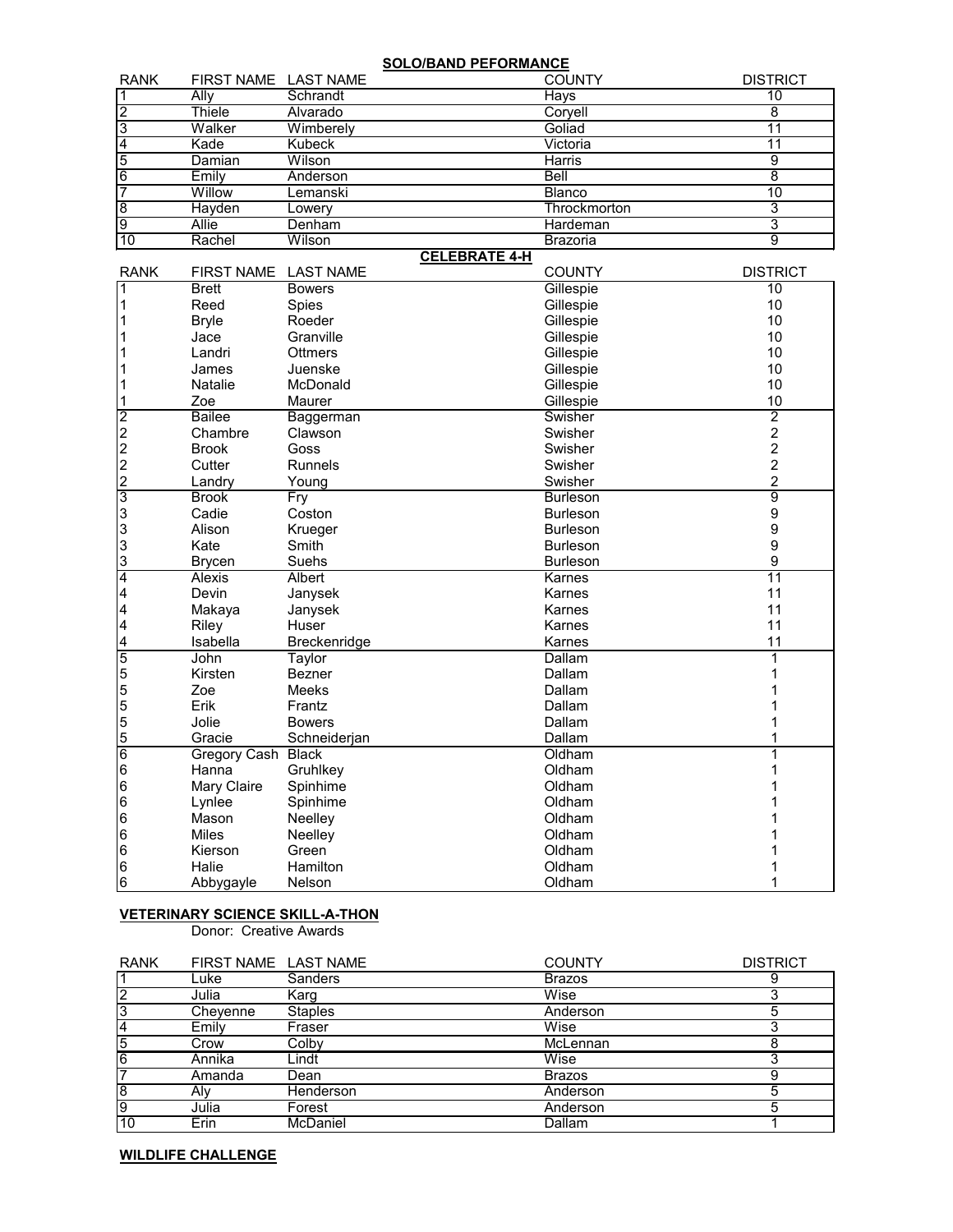## SOLO/BAND PEFORMANCE

| RANK | FIRST NAME | LAST NAME | COUNTY | DISTRICT |
|---|---|---|---|---|
| 1 | Ally | Schrandt | Hays | 10 |
| 2 | Thiele | Alvarado | Coryell | 8 |
| 3 | Walker | Wimberely | Goliad | 11 |
| 4 | Kade | Kubeck | Victoria | 11 |
| 5 | Damian | Wilson | Harris | 9 |
| 6 | Emily | Anderson | Bell | 8 |
| 7 | Willow | Lemanski | Blanco | 10 |
| 8 | Hayden | Lowery | Throckmorton | 3 |
| 9 | Allie | Denham | Hardeman | 3 |
| 10 | Rachel | Wilson | Brazoria | 9 |

## CELEBRATE 4-H

| RANK | FIRST NAME | LAST NAME | COUNTY | DISTRICT |
|---|---|---|---|---|
| 1 | Brett | Bowers | Gillespie | 10 |
| 1 | Reed | Spies | Gillespie | 10 |
| 1 | Bryle | Roeder | Gillespie | 10 |
| 1 | Jace | Granville | Gillespie | 10 |
| 1 | Landri | Ottmers | Gillespie | 10 |
| 1 | James | Juenske | Gillespie | 10 |
| 1 | Natalie | McDonald | Gillespie | 10 |
| 1 | Zoe | Maurer | Gillespie | 10 |
| 2 | Bailee | Baggerman | Swisher | 2 |
| 2 | Chambre | Clawson | Swisher | 2 |
| 2 | Brook | Goss | Swisher | 2 |
| 2 | Cutter | Runnels | Swisher | 2 |
| 2 | Landry | Young | Swisher | 2 |
| 3 | Brook | Fry | Burleson | 9 |
| 3 | Cadie | Coston | Burleson | 9 |
| 3 | Alison | Krueger | Burleson | 9 |
| 3 | Kate | Smith | Burleson | 9 |
| 3 | Brycen | Suehs | Burleson | 9 |
| 4 | Alexis | Albert | Karnes | 11 |
| 4 | Devin | Janysek | Karnes | 11 |
| 4 | Makaya | Janysek | Karnes | 11 |
| 4 | Riley | Huser | Karnes | 11 |
| 4 | Isabella | Breckenridge | Karnes | 11 |
| 5 | John | Taylor | Dallam | 1 |
| 5 | Kirsten | Bezner | Dallam | 1 |
| 5 | Zoe | Meeks | Dallam | 1 |
| 5 | Erik | Frantz | Dallam | 1 |
| 5 | Jolie | Bowers | Dallam | 1 |
| 5 | Gracie | Schneiderjan | Dallam | 1 |
| 6 | Gregory Cash | Black | Oldham | 1 |
| 6 | Hanna | Gruhlkey | Oldham | 1 |
| 6 | Mary Claire | Spinhime | Oldham | 1 |
| 6 | Lynlee | Spinhime | Oldham | 1 |
| 6 | Mason | Neelley | Oldham | 1 |
| 6 | Miles | Neelley | Oldham | 1 |
| 6 | Kierson | Green | Oldham | 1 |
| 6 | Halie | Hamilton | Oldham | 1 |
| 6 | Abbygayle | Nelson | Oldham | 1 |

## VETERINARY SCIENCE SKILL-A-THON

Donor: Creative Awards

| RANK | FIRST NAME | LAST NAME | COUNTY | DISTRICT |
|---|---|---|---|---|
| 1 | Luke | Sanders | Brazos | 9 |
| 2 | Julia | Karg | Wise | 3 |
| 3 | Cheyenne | Staples | Anderson | 5 |
| 4 | Emily | Fraser | Wise | 3 |
| 5 | Crow | Colby | McLennan | 8 |
| 6 | Annika | Lindt | Wise | 3 |
| 7 | Amanda | Dean | Brazos | 9 |
| 8 | Aly | Henderson | Anderson | 5 |
| 9 | Julia | Forest | Anderson | 5 |
| 10 | Erin | McDaniel | Dallam | 1 |

## WILDLIFE CHALLENGE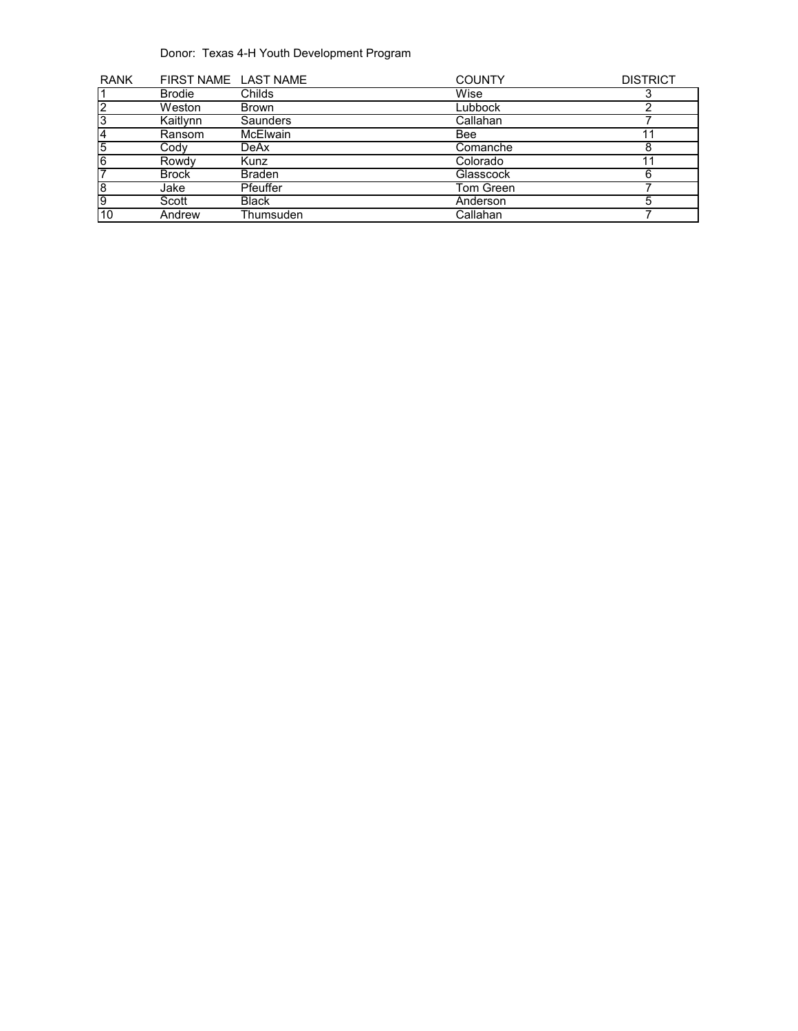Donor: Texas 4-H Youth Development Program

| RANK | FIRST NAME | LAST NAME | COUNTY | DISTRICT |
|---|---|---|---|---|
| 1 | Brodie | Childs | Wise | 3 |
| 2 | Weston | Brown | Lubbock | 2 |
| 3 | Kaitlynn | Saunders | Callahan | 7 |
| 4 | Ransom | McElwain | Bee | 11 |
| 5 | Cody | DeAx | Comanche | 8 |
| 6 | Rowdy | Kunz | Colorado | 11 |
| 7 | Brock | Braden | Glasscock | 6 |
| 8 | Jake | Pfeuffer | Tom Green | 7 |
| 9 | Scott | Black | Anderson | 5 |
| 10 | Andrew | Thumsuden | Callahan | 7 |